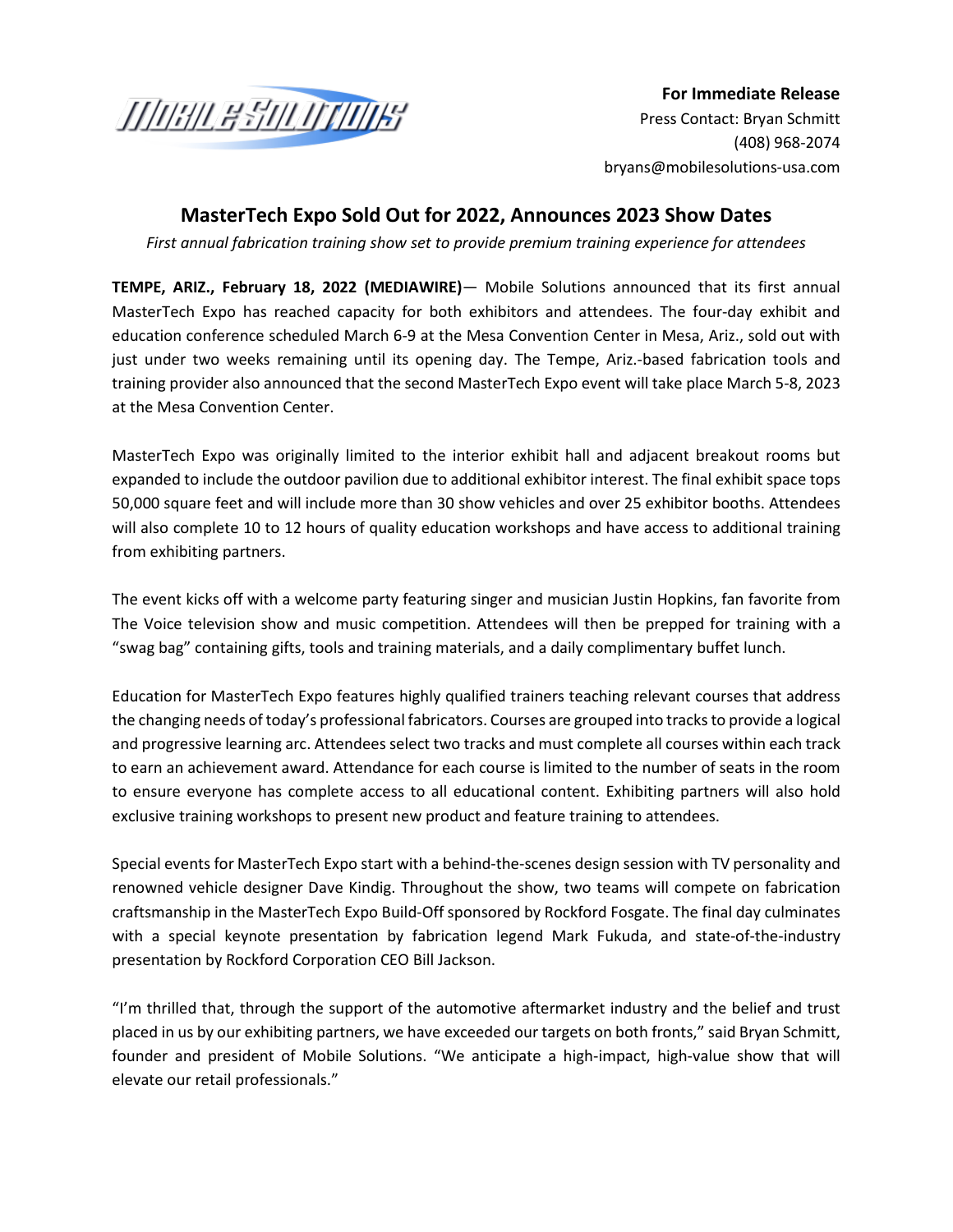**For Immediate Release**
Press Contact: Bryan Schmitt
(408) 968-2074
bryans@mobilesolutions-usa.com

# MasterTech Expo Sold Out for 2022, Announces 2023 Show Dates

*First annual fabrication training show set to provide premium training experience for attendees*

**TEMPE, ARIZ., February 18, 2022 (MEDIAWIRE)**— Mobile Solutions announced that its first annual MasterTech Expo has reached capacity for both exhibitors and attendees. The four-day exhibit and education conference scheduled March 6-9 at the Mesa Convention Center in Mesa, Ariz., sold out with just under two weeks remaining until its opening day. The Tempe, Ariz.-based fabrication tools and training provider also announced that the second MasterTech Expo event will take place March 5-8, 2023 at the Mesa Convention Center.

MasterTech Expo was originally limited to the interior exhibit hall and adjacent breakout rooms but expanded to include the outdoor pavilion due to additional exhibitor interest. The final exhibit space tops 50,000 square feet and will include more than 30 show vehicles and over 25 exhibitor booths. Attendees will also complete 10 to 12 hours of quality education workshops and have access to additional training from exhibiting partners.

The event kicks off with a welcome party featuring singer and musician Justin Hopkins, fan favorite from The Voice television show and music competition. Attendees will then be prepped for training with a "swag bag" containing gifts, tools and training materials, and a daily complimentary buffet lunch.

Education for MasterTech Expo features highly qualified trainers teaching relevant courses that address the changing needs of today's professional fabricators. Courses are grouped into tracks to provide a logical and progressive learning arc. Attendees select two tracks and must complete all courses within each track to earn an achievement award. Attendance for each course is limited to the number of seats in the room to ensure everyone has complete access to all educational content. Exhibiting partners will also hold exclusive training workshops to present new product and feature training to attendees.

Special events for MasterTech Expo start with a behind-the-scenes design session with TV personality and renowned vehicle designer Dave Kindig. Throughout the show, two teams will compete on fabrication craftsmanship in the MasterTech Expo Build-Off sponsored by Rockford Fosgate. The final day culminates with a special keynote presentation by fabrication legend Mark Fukuda, and state-of-the-industry presentation by Rockford Corporation CEO Bill Jackson.

"I'm thrilled that, through the support of the automotive aftermarket industry and the belief and trust placed in us by our exhibiting partners, we have exceeded our targets on both fronts," said Bryan Schmitt, founder and president of Mobile Solutions. "We anticipate a high-impact, high-value show that will elevate our retail professionals."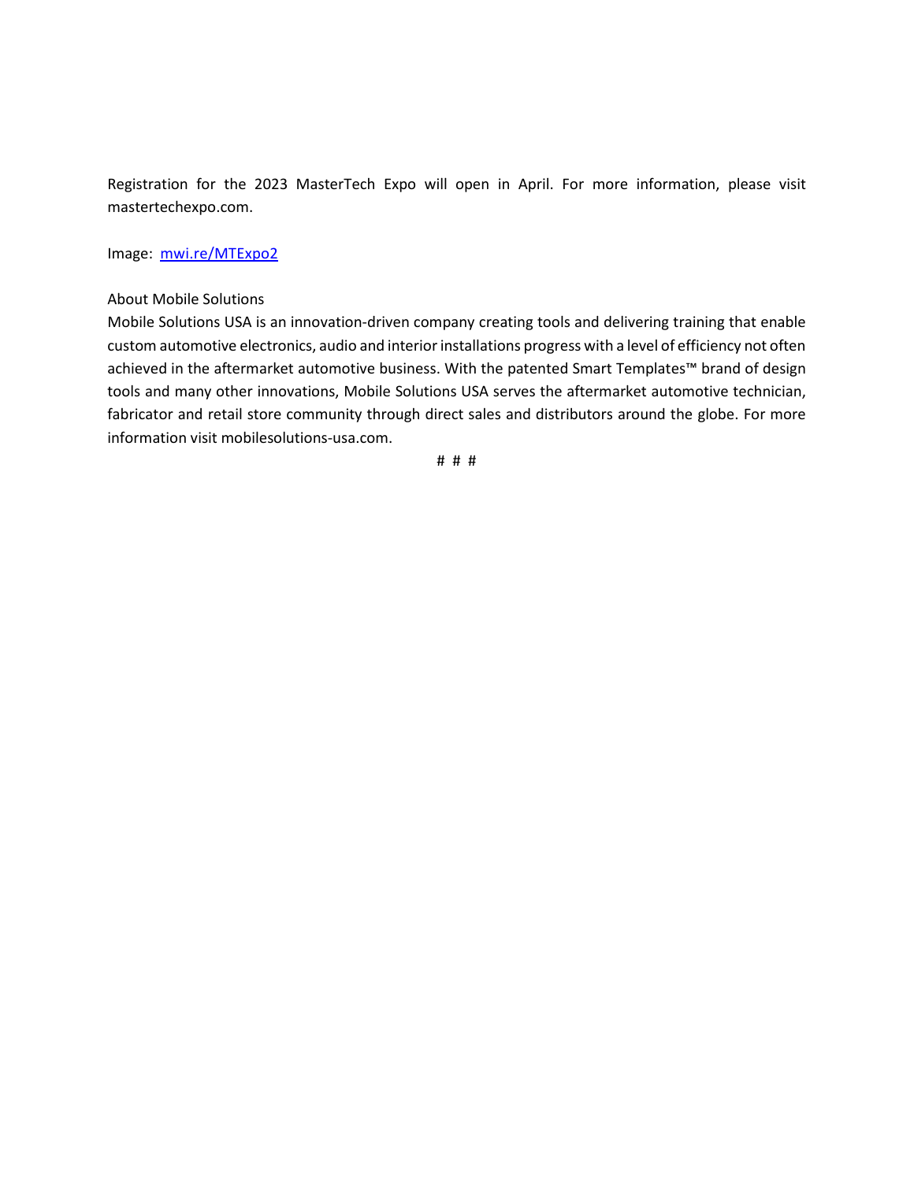Registration for the 2023 MasterTech Expo will open in April. For more information, please visit mastertechexpo.com.

Image: [mwi.re/MTExpo2](mwi.re/MTExpo2)

About Mobile Solutions

Mobile Solutions USA is an innovation-driven company creating tools and delivering training that enable custom automotive electronics, audio and interior installations progress with a level of efficiency not often achieved in the aftermarket automotive business. With the patented Smart Templates™ brand of design tools and many other innovations, Mobile Solutions USA serves the aftermarket automotive technician, fabricator and retail store community through direct sales and distributors around the globe. For more information visit mobilesolutions-usa.com.

# # #